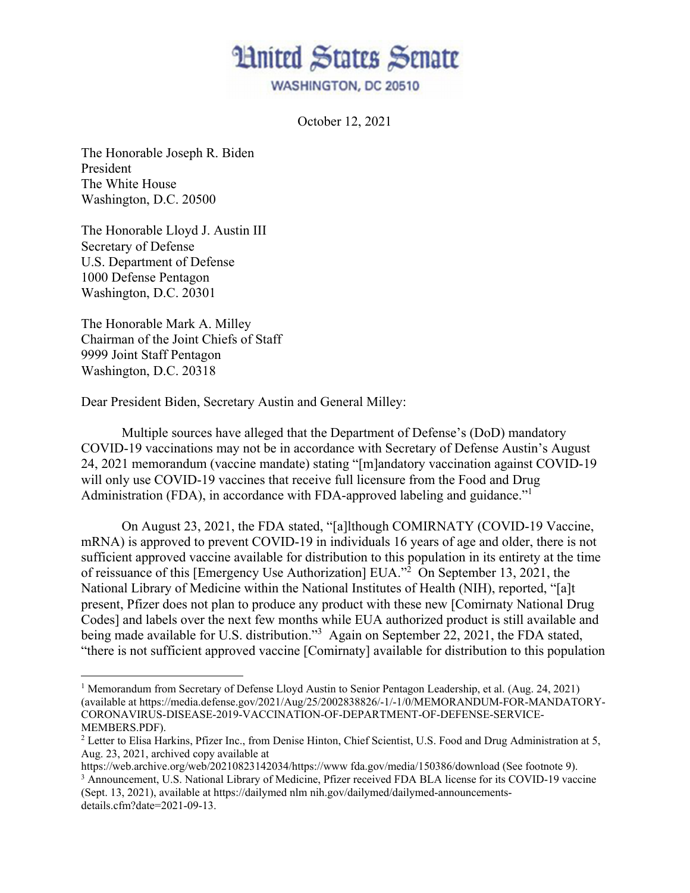# United States Senate

WASHINGTON, DC 20510

October 12, 2021

The Honorable Joseph R. Biden
President
The White House
Washington, D.C. 20500

The Honorable Lloyd J. Austin III
Secretary of Defense
U.S. Department of Defense
1000 Defense Pentagon
Washington, D.C. 20301

The Honorable Mark A. Milley
Chairman of the Joint Chiefs of Staff
9999 Joint Staff Pentagon
Washington, D.C. 20318

Dear President Biden, Secretary Austin and General Milley:

Multiple sources have alleged that the Department of Defense's (DoD) mandatory COVID-19 vaccinations may not be in accordance with Secretary of Defense Austin's August 24, 2021 memorandum (vaccine mandate) stating "[m]andatory vaccination against COVID-19 will only use COVID-19 vaccines that receive full licensure from the Food and Drug Administration (FDA), in accordance with FDA-approved labeling and guidance."[1]

On August 23, 2021, the FDA stated, "[a]lthough COMIRNATY (COVID-19 Vaccine, mRNA) is approved to prevent COVID-19 in individuals 16 years of age and older, there is not sufficient approved vaccine available for distribution to this population in its entirety at the time of reissuance of this [Emergency Use Authorization] EUA."[2] On September 13, 2021, the National Library of Medicine within the National Institutes of Health (NIH), reported, "[a]t present, Pfizer does not plan to produce any product with these new [Comirnaty National Drug Codes] and labels over the next few months while EUA authorized product is still available and being made available for U.S. distribution."[3] Again on September 22, 2021, the FDA stated, "there is not sufficient approved vaccine [Comirnaty] available for distribution to this population

---

[1] Memorandum from Secretary of Defense Lloyd Austin to Senior Pentagon Leadership, et al. (Aug. 24, 2021) (available at https://media.defense.gov/2021/Aug/25/2002838826/-1/-1/0/MEMORANDUM-FOR-MANDATORY-CORONAVIRUS-DISEASE-2019-VACCINATION-OF-DEPARTMENT-OF-DEFENSE-SERVICE-MEMBERS.PDF).

[2] Letter to Elisa Harkins, Pfizer Inc., from Denise Hinton, Chief Scientist, U.S. Food and Drug Administration at 5, Aug. 23, 2021, archived copy available at https://web.archive.org/web/20210823142034/https://www fda.gov/media/150386/download (See footnote 9).

[3] Announcement, U.S. National Library of Medicine, Pfizer received FDA BLA license for its COVID-19 vaccine (Sept. 13, 2021), available at https://dailymed nlm nih.gov/dailymed/dailymed-announcements-details.cfm?date=2021-09-13.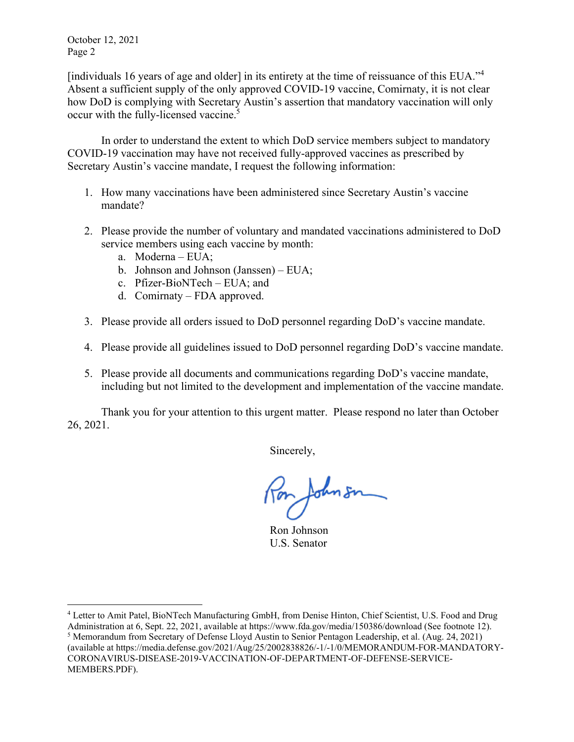[individuals 16 years of age and older] in its entirety at the time of reissuance of this EUA."[4] Absent a sufficient supply of the only approved COVID-19 vaccine, Comirnaty, it is not clear how DoD is complying with Secretary Austin's assertion that mandatory vaccination will only occur with the fully-licensed vaccine.[5]

In order to understand the extent to which DoD service members subject to mandatory COVID-19 vaccination may have not received fully-approved vaccines as prescribed by Secretary Austin's vaccine mandate, I request the following information:

1. How many vaccinations have been administered since Secretary Austin's vaccine mandate?

2. Please provide the number of voluntary and mandated vaccinations administered to DoD service members using each vaccine by month:
   a. Moderna – EUA;
   b. Johnson and Johnson (Janssen) – EUA;
   c. Pfizer-BioNTech – EUA; and
   d. Comirnaty – FDA approved.

3. Please provide all orders issued to DoD personnel regarding DoD's vaccine mandate.

4. Please provide all guidelines issued to DoD personnel regarding DoD's vaccine mandate.

5. Please provide all documents and communications regarding DoD's vaccine mandate, including but not limited to the development and implementation of the vaccine mandate.

Thank you for your attention to this urgent matter. Please respond no later than October 26, 2021.

Sincerely,

Ron Johnson
U.S. Senator

---

[4] Letter to Amit Patel, BioNTech Manufacturing GmbH, from Denise Hinton, Chief Scientist, U.S. Food and Drug Administration at 6, Sept. 22, 2021, available at https://www.fda.gov/media/150386/download (See footnote 12).

[5] Memorandum from Secretary of Defense Lloyd Austin to Senior Pentagon Leadership, et al. (Aug. 24, 2021) (available at https://media.defense.gov/2021/Aug/25/2002838826/-1/-1/0/MEMORANDUM-FOR-MANDATORY-CORONAVIRUS-DISEASE-2019-VACCINATION-OF-DEPARTMENT-OF-DEFENSE-SERVICE-MEMBERS.PDF).